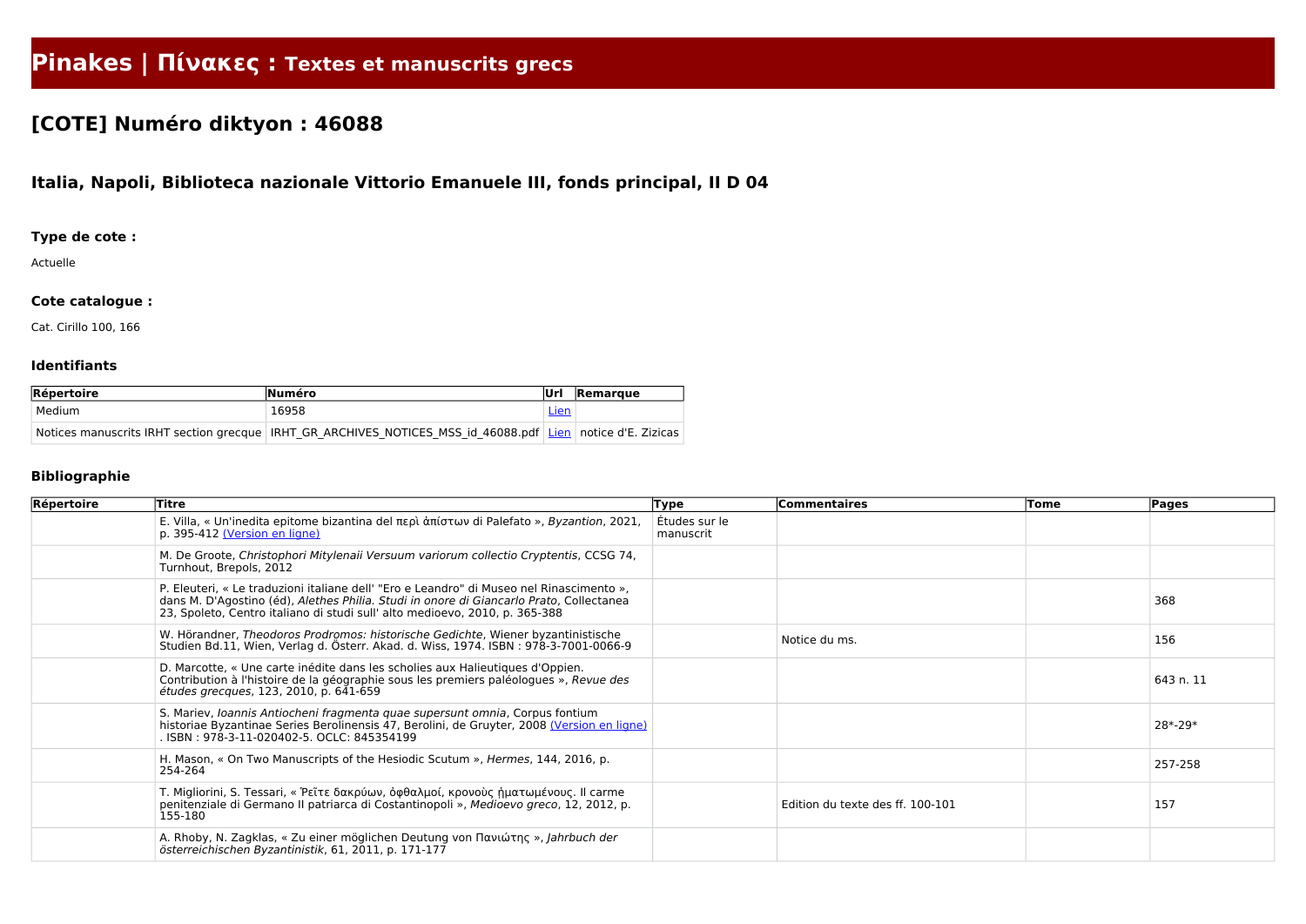# Pinakes | Πίνακες : Textes et manuscrits grecs

## [COTE] Numéro diktyon : 46088

### Italia, Napoli, Biblioteca nazionale Vittorio Emanuele III, fonds principal, II D 04

#### Type de cote :

Actuelle

#### Cote catalogue :

Cat. Cirillo 100, 166

#### Identifiants

| Répertoire | Numéro | Url | Remarque |
|---|---|---|---|
| Medium | 16958 | Lien | |
| Notices manuscrits IRHT section grecque | IRHT_GR_ARCHIVES_NOTICES_MSS_id_46088.pdf | Lien | notice d'E. Zizicas |

#### Bibliographie

| Répertoire | Titre | Type | Commentaires | Tome | Pages |
|---|---|---|---|---|---|
| | E. Villa, « Un'inedita epitome bizantina del περὶ ἀπίστων di Palefato », *Byzantion*, 2021, p. 395-412 (Version en ligne) | Études sur le manuscrit | | | |
| | M. De Groote, *Christophori Mitylenaii Versuum variorum collectio Cryptentis*, CCSG 74, Turnhout, Brepols, 2012 | | | | |
| | P. Eleuteri, « Le traduzioni italiane dell' "Ero e Leandro" di Museo nel Rinascimento », dans M. D'Agostino (éd), *Alethes Philia. Studi in onore di Giancarlo Prato*, Collectanea 23, Spoleto, Centro italiano di studi sull' alto medioevo, 2010, p. 365-388 | | | | 368 |
| | W. Hörandner, *Theodoros Prodromos: historische Gedichte*, Wiener byzantinistische Studien Bd.11, Wien, Verlag d. Österr. Akad. d. Wiss, 1974. ISBN : 978-3-7001-0066-9 | | Notice du ms. | | 156 |
| | D. Marcotte, « Une carte inédite dans les scholies aux Halieutiques d'Oppien. Contribution à l'histoire de la géographie sous les premiers paléologues », *Revue des études grecques*, 123, 2010, p. 641-659 | | | | 643 n. 11 |
| | S. Mariev, *Ioannis Antiocheni fragmenta quae supersunt omnia*, Corpus fontium historiae Byzantinae Series Berolinensis 47, Berolini, de Gruyter, 2008 (Version en ligne) . ISBN : 978-3-11-020402-5. OCLC: 845354199 | | | | 28*-29* |
| | H. Mason, « On Two Manuscripts of the Hesiodic Scutum », *Hermes*, 144, 2016, p. 254-264 | | | | 257-258 |
| | T. Migliorini, S. Tessari, « Ῥεῖτε δακρύων, ὀφθαλμοί, κρονοὺς ᾑματωμένους. Il carme penitenziale di Germano II patriarca di Costantinopoli », *Medioevo greco*, 12, 2012, p. 155-180 | | Edition du texte des ff. 100-101 | | 157 |
| | A. Rhoby, N. Zagklas, « Zu einer möglichen Deutung von Πανιώτης », *Jahrbuch der österreichischen Byzantinistik*, 61, 2011, p. 171-177 | | | | |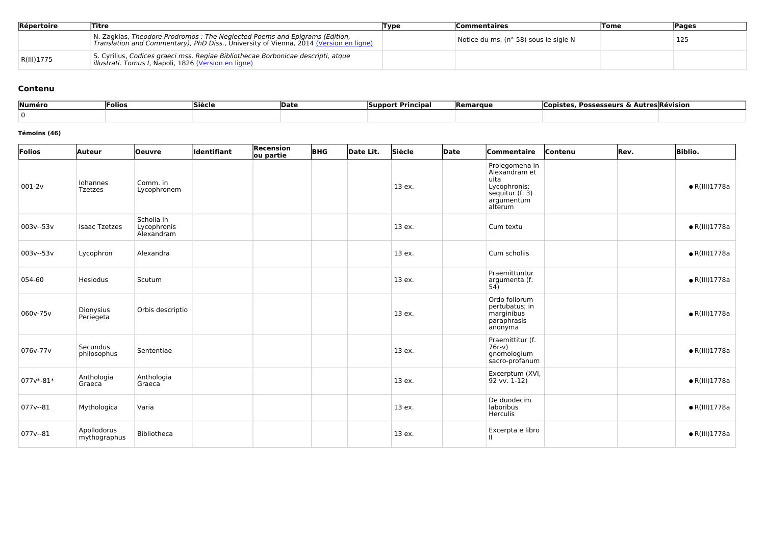| Répertoire | Titre | Type | Commentaires | Tome | Pages |
|---|---|---|---|---|---|
| | N. Zagklas, *Theodore Prodromos : The Neglected Poems and Epigrams (Edition, Translation and Commentary), PhD Diss.*, University of Vienna, 2014 (Version en ligne) | | Notice du ms. (n° 58) sous le sigle N | | 125 |
| R(III)1775 | S. Cyrillus, *Codices graeci mss. Regiae Bibliothecae Borbonicae descripti, atque illustrati. Tomus I*, Napoli, 1826 (Version en ligne) | | | | |

## Contenu

| Numéro | Folios | Siècle | Date | Support Principal | Remarque | Copistes, Possesseurs & Autres | Révision |
|---|---|---|---|---|---|---|---|
| 0 | | | | | | | |

**Témoins (46)**

| Folios | Auteur | Oeuvre | Identifiant | Recension ou partie | BHG | Date Lit. | Siècle | Date | Commentaire | Contenu | Rev. | Biblio. |
|---|---|---|---|---|---|---|---|---|---|---|---|---|
| 001-2v | Iohannes Tzetzes | Comm. in Lycophronem | | | | | 13 ex. | | Prolegomena in Alexandram et uita Lycophronis; sequitur (f. 3) argumentum alterum | | | ● R(III)1778a |
| 003v--53v | Isaac Tzetzes | Scholia in Lycophronis Alexandram | | | | | 13 ex. | | Cum textu | | | ● R(III)1778a |
| 003v--53v | Lycophron | Alexandra | | | | | 13 ex. | | Cum scholiis | | | ● R(III)1778a |
| 054-60 | Hesiodus | Scutum | | | | | 13 ex. | | Praemittuntur argumenta (f. 54) | | | ● R(III)1778a |
| 060v-75v | Dionysius Periegeta | Orbis descriptio | | | | | 13 ex. | | Ordo foliorum pertubatus; in marginibus paraphrasis anonyma | | | ● R(III)1778a |
| 076v-77v | Secundus philosophus | Sententiae | | | | | 13 ex. | | Praemittitur (f. 76r-v) gnomologium sacro-profanum | | | ● R(III)1778a |
| 077v*-81* | Anthologia Graeca | Anthologia Graeca | | | | | 13 ex. | | Excerptum (XVI, 92 vv. 1-12) | | | ● R(III)1778a |
| 077v--81 | Mythologica | Varia | | | | | 13 ex. | | De duodecim laboribus Herculis | | | ● R(III)1778a |
| 077v--81 | Apollodorus mythographus | Bibliotheca | | | | | 13 ex. | | Excerpta e libro II | | | ● R(III)1778a |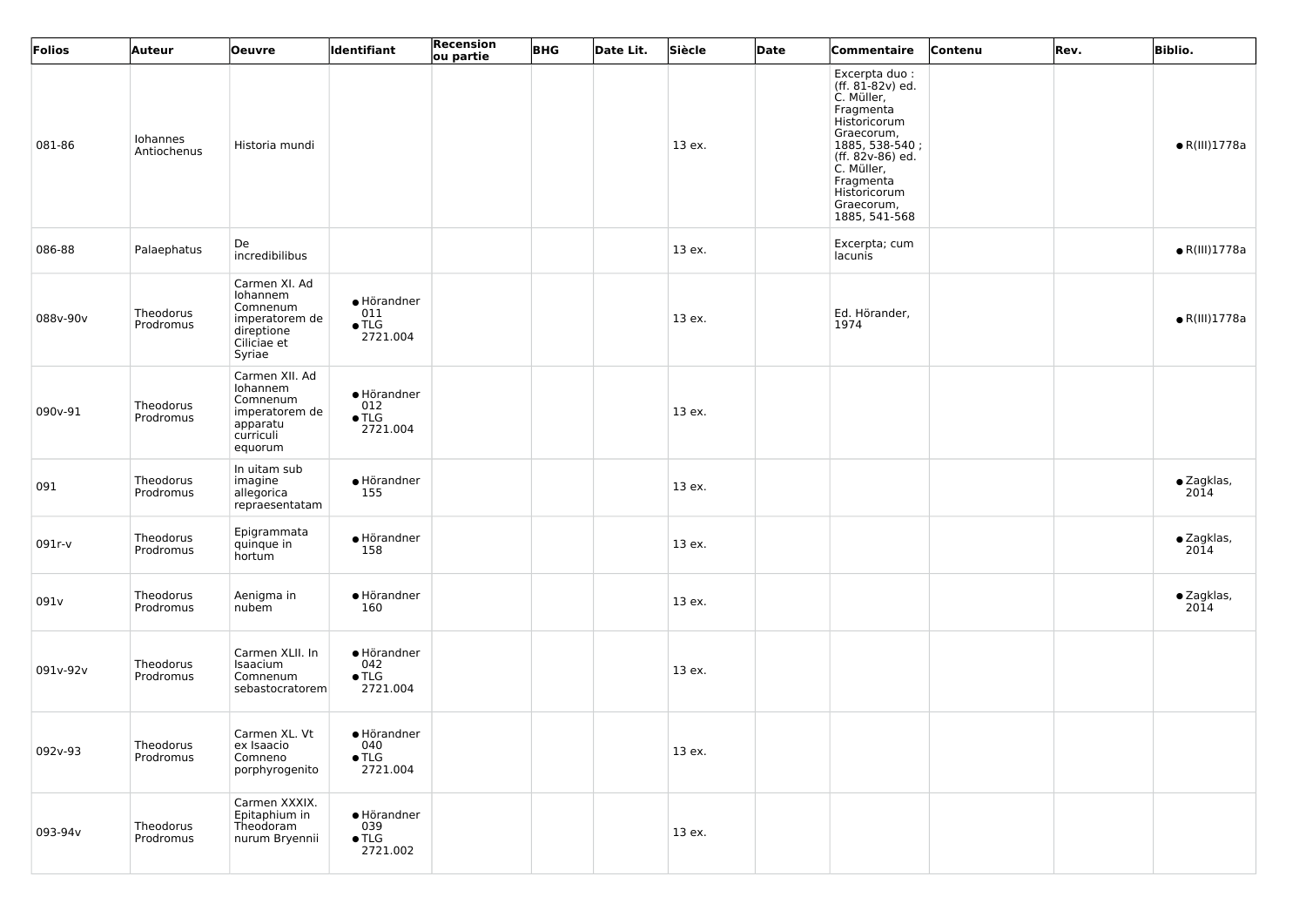| Folios | Auteur | Oeuvre | Identifiant | Recension ou partie | BHG | Date Lit. | Siècle | Date | Commentaire | Contenu | Rev. | Biblio. |
|---|---|---|---|---|---|---|---|---|---|---|---|---|
| 081-86 | Iohannes Antiochenus | Historia mundi | | | | | 13 ex. | | Excerpta duo : (ff. 81-82v) ed. C. Müller, Fragmenta Historicorum Graecorum, 1885, 538-540 ; (ff. 82v-86) ed. C. Müller, Fragmenta Historicorum Graecorum, 1885, 541-568 | | | • R(III)1778a |
| 086-88 | Palaephatus | De incredibilibus | | | | | 13 ex. | | Excerpta; cum lacunis | | | • R(III)1778a |
| 088v-90v | Theodorus Prodromus | Carmen XI. Ad Iohannem Comnenum imperatorem de direptione Ciliciae et Syriae | • Hörandner 011 • TLG 2721.004 | | | | 13 ex. | | Ed. Hörander, 1974 | | | • R(III)1778a |
| 090v-91 | Theodorus Prodromus | Carmen XII. Ad Iohannem Comnenum imperatorem de apparatu curriculi equorum | • Hörandner 012 • TLG 2721.004 | | | | 13 ex. | | | | | |
| 091 | Theodorus Prodromus | In uitam sub imagine allegorica repraesentatam | • Hörandner 155 | | | | 13 ex. | | | | | • Zagklas, 2014 |
| 091r-v | Theodorus Prodromus | Epigrammata quinque in hortum | • Hörandner 158 | | | | 13 ex. | | | | | • Zagklas, 2014 |
| 091v | Theodorus Prodromus | Aenigma in nubem | • Hörandner 160 | | | | 13 ex. | | | | | • Zagklas, 2014 |
| 091v-92v | Theodorus Prodromus | Carmen XLII. In Isaacium Comnenum sebastocratorem | • Hörandner 042 • TLG 2721.004 | | | | 13 ex. | | | | | |
| 092v-93 | Theodorus Prodromus | Carmen XL. Vt ex Isaacio Comneno porphyrogenito | • Hörandner 040 • TLG 2721.004 | | | | 13 ex. | | | | | |
| 093-94v | Theodorus Prodromus | Carmen XXXIX. Epitaphium in Theodoram nurum Bryennii | • Hörandner 039 • TLG 2721.002 | | | | 13 ex. | | | | | |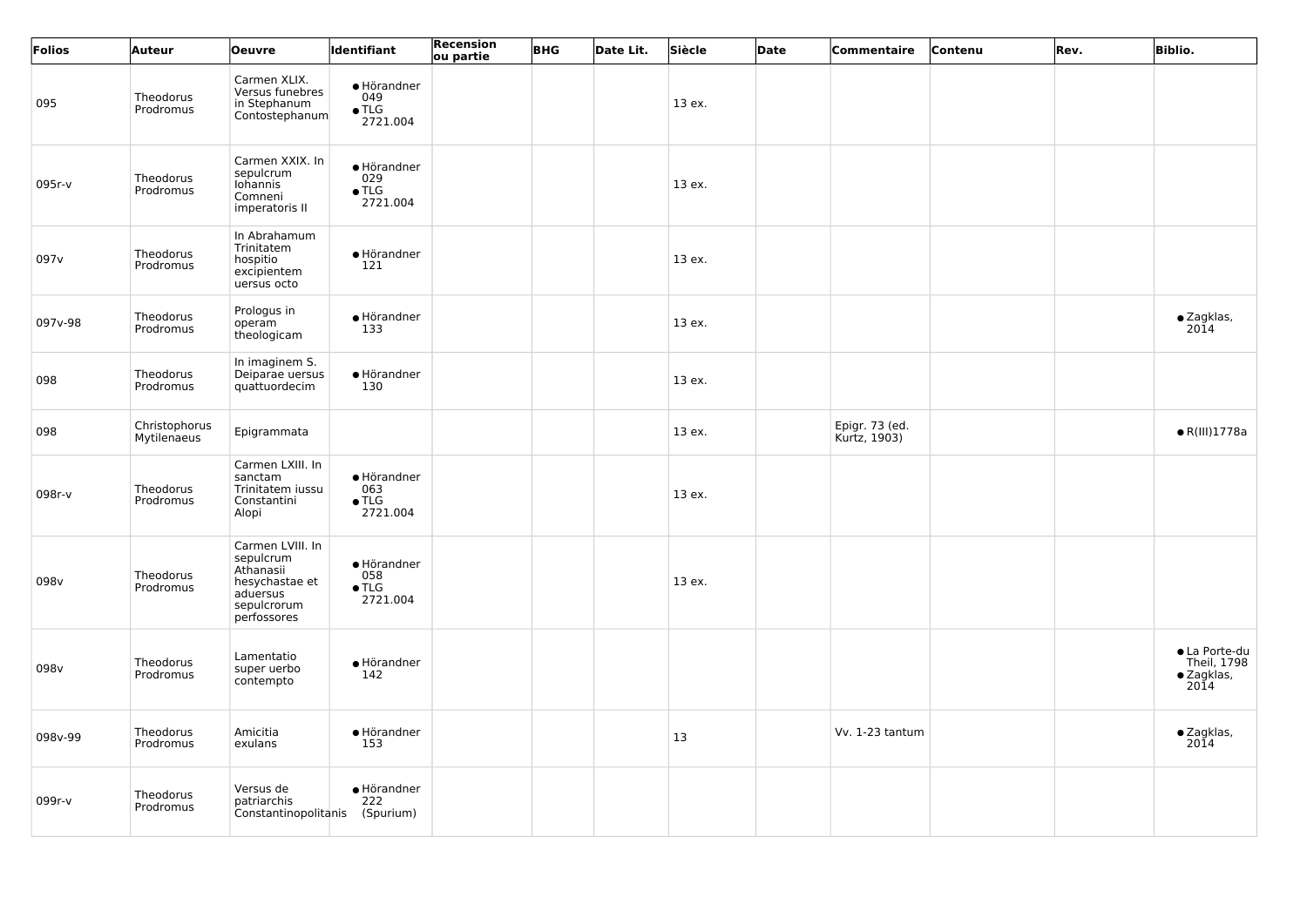| Folios | Auteur | Oeuvre | Identifiant | Recension ou partie | BHG | Date Lit. | Siècle | Date | Commentaire | Contenu | Rev. | Biblio. |
|---|---|---|---|---|---|---|---|---|---|---|---|---|
| 095 | Theodorus Prodromus | Carmen XLIX. Versus funebres in Stephanum Contostephanum | • Hörandner 049<br>• TLG 2721.004 | | | | 13 ex. | | | | | |
| 095r-v | Theodorus Prodromus | Carmen XXIX. In sepulcrum Iohannis Comneni imperatoris II | • Hörandner 029<br>• TLG 2721.004 | | | | 13 ex. | | | | | |
| 097v | Theodorus Prodromus | In Abrahamum Trinitatem hospitio excipientem uersus octo | • Hörandner 121 | | | | 13 ex. | | | | | |
| 097v-98 | Theodorus Prodromus | Prologus in operam theologicam | • Hörandner 133 | | | | 13 ex. | | | | | • Zagklas, 2014 |
| 098 | Theodorus Prodromus | In imaginem S. Deiparae uersus quattuordecim | • Hörandner 130 | | | | 13 ex. | | | | | |
| 098 | Christophorus Mytilenaeus | Epigrammata | | | | | 13 ex. | | Epigr. 73 (ed. Kurtz, 1903) | | | • R(III)1778a |
| 098r-v | Theodorus Prodromus | Carmen LXIII. In sanctam Trinitatem iussu Constantini Alopi | • Hörandner 063<br>• TLG 2721.004 | | | | 13 ex. | | | | | |
| 098v | Theodorus Prodromus | Carmen LVIII. In sepulcrum Athanasii hesychastae et aduersus sepulcrorum perfossores | • Hörandner 058<br>• TLG 2721.004 | | | | 13 ex. | | | | | |
| 098v | Theodorus Prodromus | Lamentatio super uerbo contempto | • Hörandner 142 | | | | | | | | | • La Porte-du Theil, 1798<br>• Zagklas, 2014 |
| 098v-99 | Theodorus Prodromus | Amicitia exulans | • Hörandner 153 | | | | 13 | | Vv. 1-23 tantum | | | • Zagklas, 2014 |
| 099r-v | Theodorus Prodromus | Versus de patriarchis Constantinopolitanis | • Hörandner 222 (Spurium) | | | | | | | | | |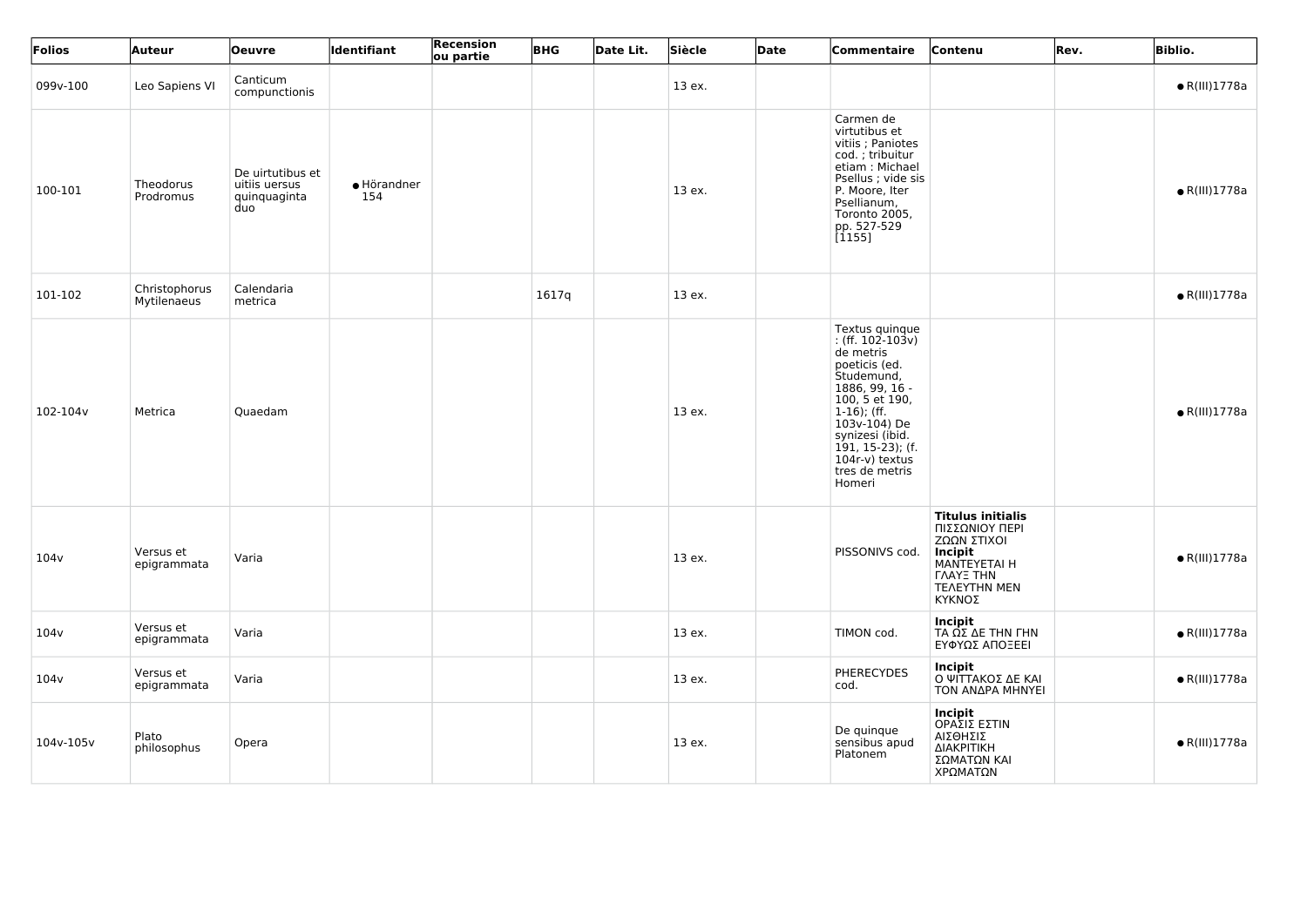| Folios | Auteur | Oeuvre | Identifiant | Recension ou partie | BHG | Date Lit. | Siècle | Date | Commentaire | Contenu | Rev. | Biblio. |
|---|---|---|---|---|---|---|---|---|---|---|---|---|
| 099v-100 | Leo Sapiens VI | Canticum compunctionis | | | | | 13 ex. | | | | | ● R(III)1778a |
| 100-101 | Theodorus Prodromus | De uirtutibus et uitiis uersus quinquaginta duo | ● Hörandner 154 | | | | 13 ex. | | Carmen de virtutibus et vitiis ; Paniotes cod. ; tribuitur etiam : Michael Psellus ; vide sis P. Moore, Iter Psellianum, Toronto 2005, pp. 527-529 [1155] | | | ● R(III)1778a |
| 101-102 | Christophorus Mytilenaeus | Calendaria metrica | | | 1617q | | 13 ex. | | | | | ● R(III)1778a |
| 102-104v | Metrica | Quaedam | | | | | 13 ex. | | Textus quinque : (ff. 102-103v) de metris poeticis (ed. Studemund, 1886, 99, 16 - 100, 5 et 190, 1-16); (ff. 103v-104) De synizesi (ibid. 191, 15-23); (f. 104r-v) textus tres de metris Homeri | | | ● R(III)1778a |
| 104v | Versus et epigrammata | Varia | | | | | 13 ex. | | PISSONIVS cod. | **Titulus initialis** ΠΙΣΣΩΝΙΟΥ ΠΕΡΙ ΖΩΩΝ ΣΤΙΧΟΙ **Incipit** ΜΑΝΤΕΥΕΤΑΙ Η ΓΛΑΥΞ ΤΗΝ ΤΕΛΕΥΤΗΝ ΜΕΝ ΚΥΚΝΟΣ | | ● R(III)1778a |
| 104v | Versus et epigrammata | Varia | | | | | 13 ex. | | TIMON cod. | **Incipit** ΤΑ ΩΣ ΔΕ ΤΗΝ ΓΗΝ ΕΥΦΥΩΣ ΑΠΟΞΕΕΙ | | ● R(III)1778a |
| 104v | Versus et epigrammata | Varia | | | | | 13 ex. | | PHERECYDES cod. | **Incipit** Ο ΨΙΤΤΑΚΟΣ ΔΕ ΚΑΙ ΤΟΝ ΑΝΔΡΑ ΜΗΝΥΕΙ | | ● R(III)1778a |
| 104v-105v | Plato philosophus | Opera | | | | | 13 ex. | | De quinque sensibus apud Platonem | **Incipit** ΟΡΑΣΙΣ ΕΣΤΙΝ ΑΙΣΘΗΣΙΣ ΔΙΑΚΡΙΤΙΚΗ ΣΩΜΑΤΩΝ ΚΑΙ ΧΡΩΜΑΤΩΝ | | ● R(III)1778a |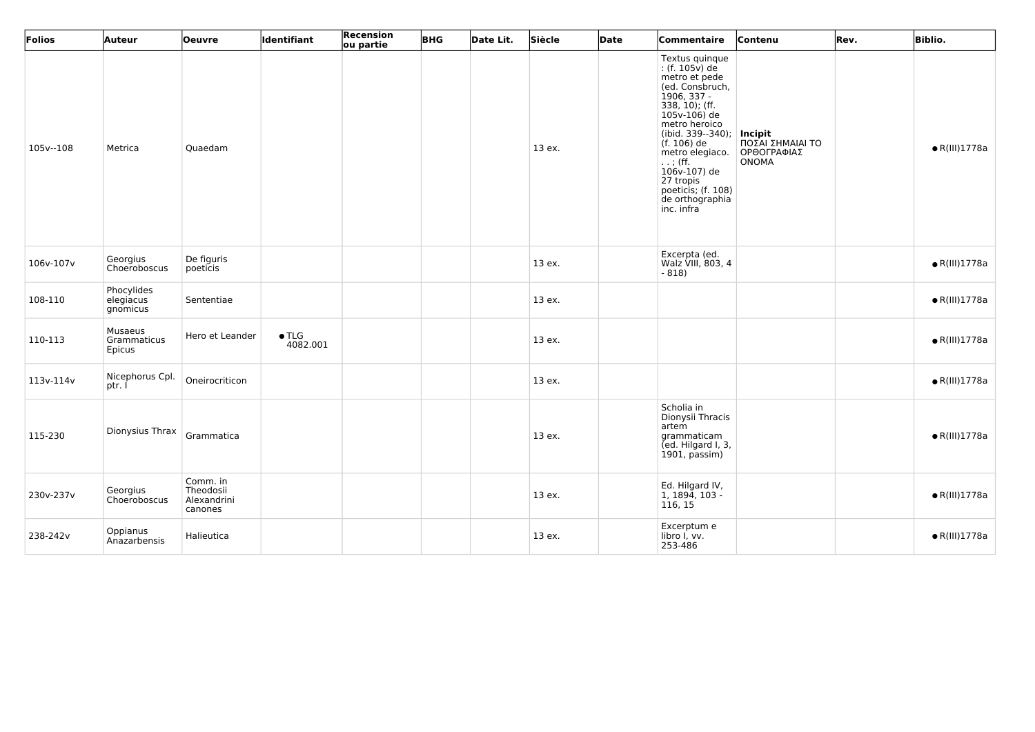| Folios | Auteur | Oeuvre | Identifiant | Recension ou partie | BHG | Date Lit. | Siècle | Date | Commentaire | Contenu | Rev. | Biblio. |
|---|---|---|---|---|---|---|---|---|---|---|---|---|
| 105v--108 | Metrica | Quaedam | | | | | 13 ex. | | Textus quinque : (f. 105v) de metro et pede (ed. Consbruch, 1906, 337 - 338, 10); (ff. 105v-106) de metro heroico (ibid. 339--340); (f. 106) de metro elegiaco. . . ; (ff. 106v-107) de 27 tropis poeticis; (f. 108) de orthographia inc. infra | **Incipit** ΠΟΣΑΙ ΣΗΜΑΙΑΙ ΤΟ ΟΡΘΟΓΡΑΦΙΑΣ ΟΝΟΜΑ | | ● R(III)1778a |
| 106v-107v | Georgius Choeroboscus | De figuris poeticis | | | | | 13 ex. | | Excerpta (ed. Walz VIII, 803, 4 - 818) | | | ● R(III)1778a |
| 108-110 | Phocylides elegiacus gnomicus | Sententiae | | | | | 13 ex. | | | | | ● R(III)1778a |
| 110-113 | Musaeus Grammaticus Epicus | Hero et Leander | ● TLG 4082.001 | | | | 13 ex. | | | | | ● R(III)1778a |
| 113v-114v | Nicephorus Cpl. ptr. I | Oneirocriticon | | | | | 13 ex. | | | | | ● R(III)1778a |
| 115-230 | Dionysius Thrax | Grammatica | | | | | 13 ex. | | Scholia in Dionysii Thracis artem grammaticam (ed. Hilgard I, 3, 1901, passim) | | | ● R(III)1778a |
| 230v-237v | Georgius Choeroboscus | Comm. in Theodosii Alexandrini canones | | | | | 13 ex. | | Ed. Hilgard IV, 1, 1894, 103 - 116, 15 | | | ● R(III)1778a |
| 238-242v | Oppianus Anazarbensis | Halieutica | | | | | 13 ex. | | Excerptum e libro I, vv. 253-486 | | | ● R(III)1778a |